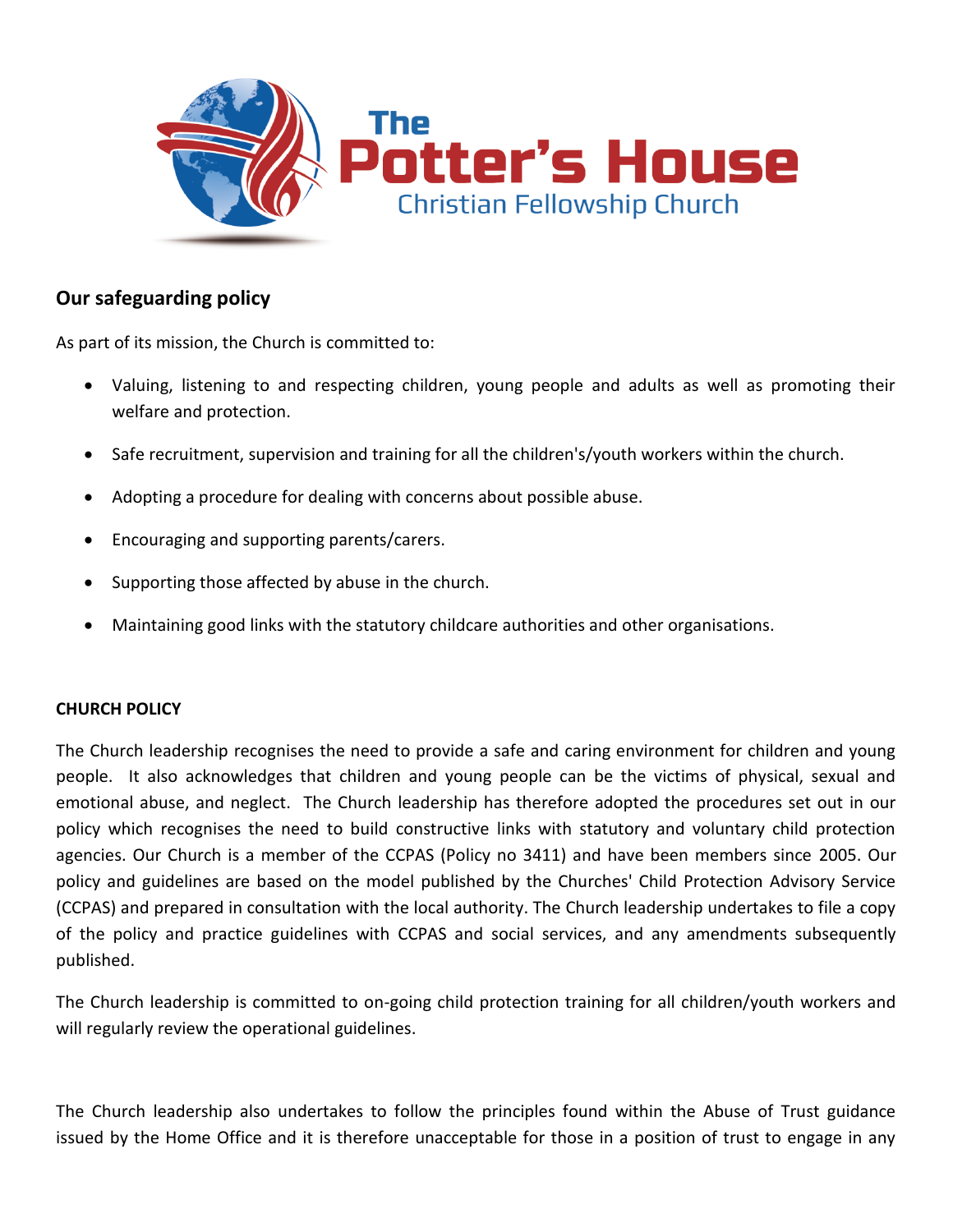The Potter's House Christian Fellowship Church

## Our safeguarding policy

As part of its mission, the Church is committed to:

- Valuing, listening to and respecting children, young people and adults as well as promoting their welfare and protection.
- Safe recruitment, supervision and training for all the children's/youth workers within the church.
- Adopting a procedure for dealing with concerns about possible abuse.
- Encouraging and supporting parents/carers.
- Supporting those affected by abuse in the church.
- Maintaining good links with the statutory childcare authorities and other organisations.

### CHURCH POLICY

The Church leadership recognises the need to provide a safe and caring environment for children and young people. It also acknowledges that children and young people can be the victims of physical, sexual and emotional abuse, and neglect. The Church leadership has therefore adopted the procedures set out in our policy which recognises the need to build constructive links with statutory and voluntary child protection agencies. Our Church is a member of the CCPAS (Policy no 3411) and have been members since 2005. Our policy and guidelines are based on the model published by the Churches' Child Protection Advisory Service (CCPAS) and prepared in consultation with the local authority. The Church leadership undertakes to file a copy of the policy and practice guidelines with CCPAS and social services, and any amendments subsequently published.

The Church leadership is committed to on-going child protection training for all children/youth workers and will regularly review the operational guidelines.

The Church leadership also undertakes to follow the principles found within the Abuse of Trust guidance issued by the Home Office and it is therefore unacceptable for those in a position of trust to engage in any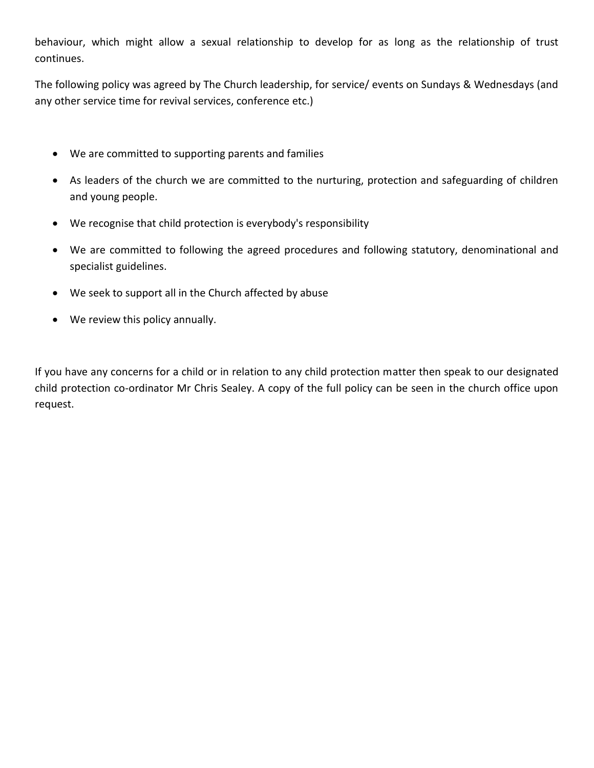behaviour, which might allow a sexual relationship to develop for as long as the relationship of trust continues.

The following policy was agreed by The Church leadership, for service/ events on Sundays & Wednesdays (and any other service time for revival services, conference etc.)

- We are committed to supporting parents and families
- As leaders of the church we are committed to the nurturing, protection and safeguarding of children and young people.
- We recognise that child protection is everybody's responsibility
- We are committed to following the agreed procedures and following statutory, denominational and specialist guidelines.
- We seek to support all in the Church affected by abuse
- We review this policy annually.

If you have any concerns for a child or in relation to any child protection matter then speak to our designated child protection co-ordinator Mr Chris Sealey. A copy of the full policy can be seen in the church office upon request.